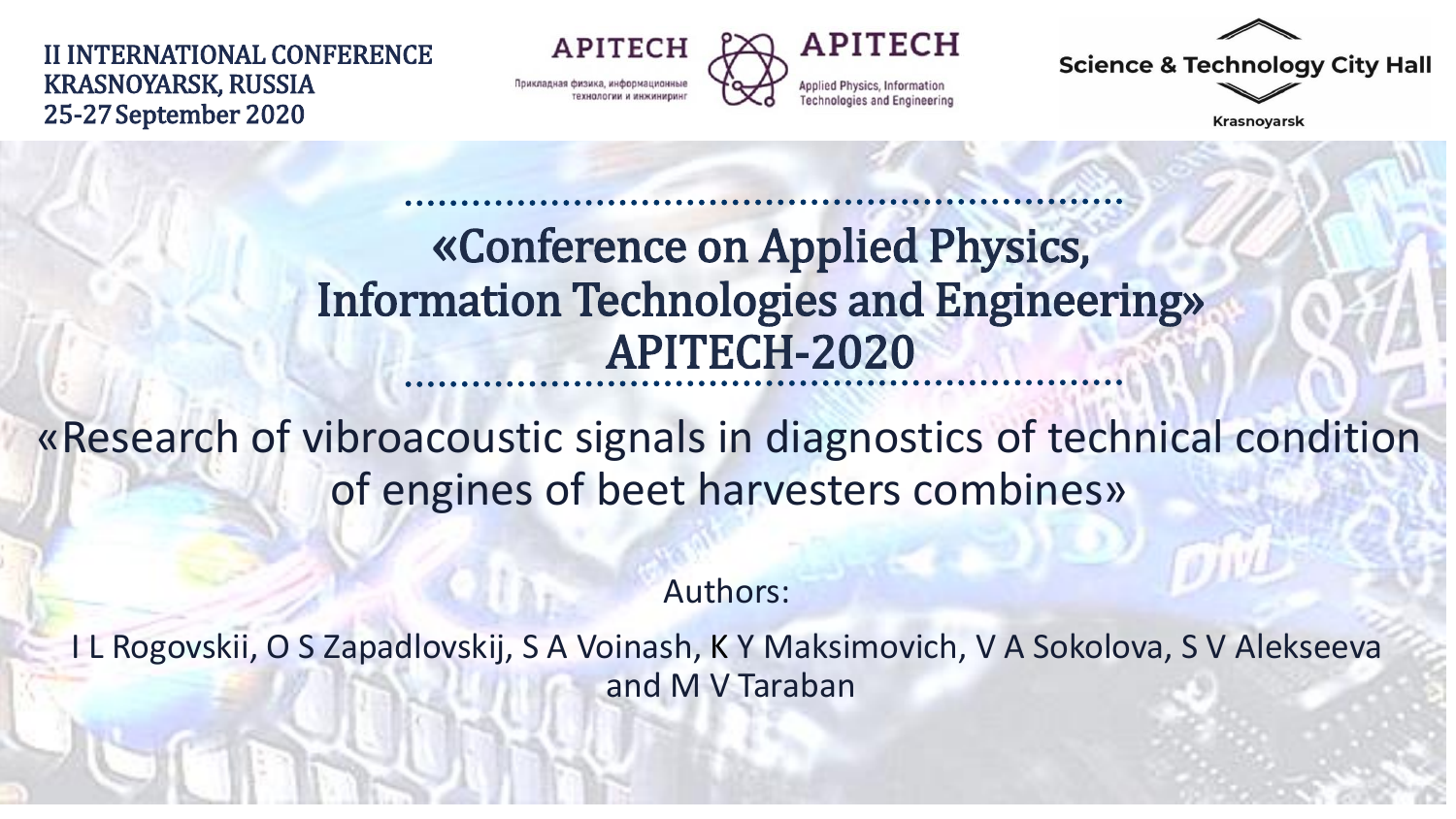II INTERNATIONAL CONFERENCE
KRASNOYARSK, RUSSIA
25-27 September 2020

APITECH

Прикладная физика, информационные технологии и инжиниринг

APITECH

Applied Physics, Information Technologies and Engineering

Science & Technology City Hall

Krasnoyarsk

# «Conference on Applied Physics, Information Technologies and Engineering» APITECH-2020

## «Research of vibroacoustic signals in diagnostics of technical condition of engines of beet harvesters combines»

Authors:

I L Rogovskii, O S Zapadlovskij, S A Voinash, K Y Maksimovich, V A Sokolova, S V Alekseeva and M V Taraban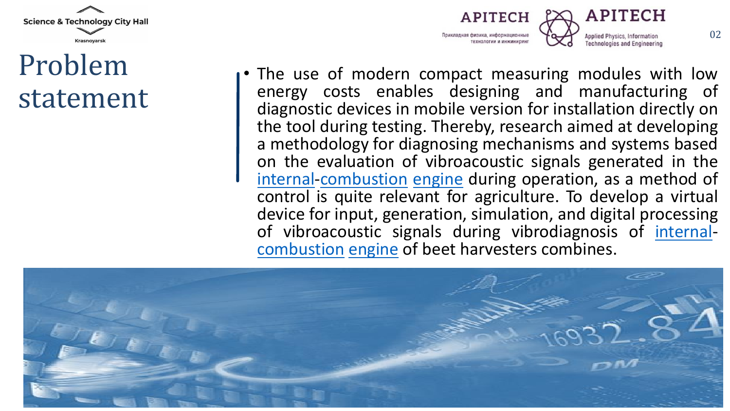# Problem statement

- The use of modern compact measuring modules with low energy costs enables designing and manufacturing of diagnostic devices in mobile version for installation directly on the tool during testing. Thereby, research aimed at developing a methodology for diagnosing mechanisms and systems based on the evaluation of vibroacoustic signals generated in the internal-combustion engine during operation, as a method of control is quite relevant for agriculture. To develop a virtual device for input, generation, simulation, and digital processing of vibroacoustic signals during vibrodiagnosis of internal-combustion engine of beet harvesters combines.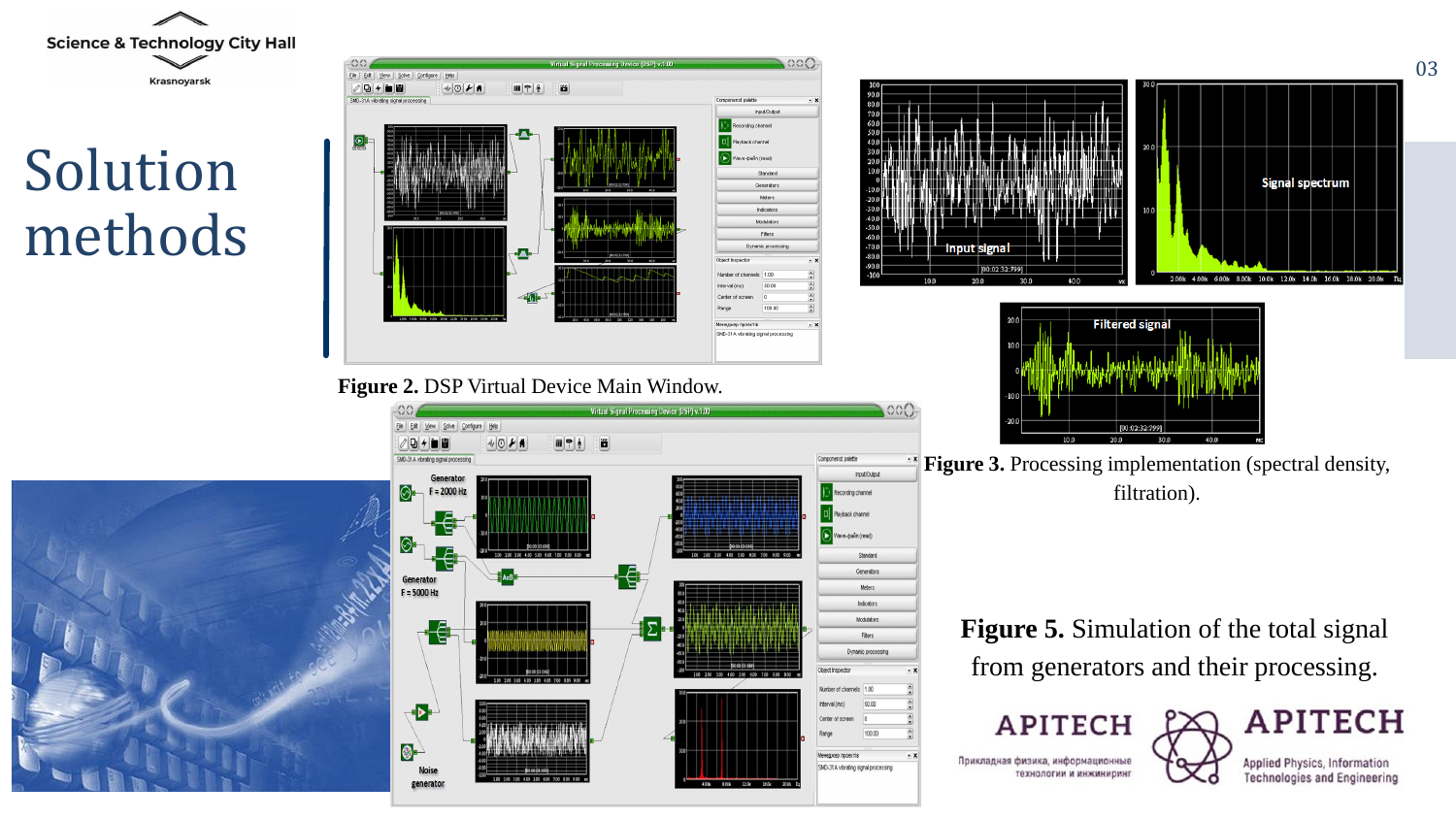# Solution methods

Figure 2. DSP Virtual Device Main Window.

Figure 3. Processing implementation (spectral density, filtration).

Figure 5. Simulation of the total signal from generators and their processing.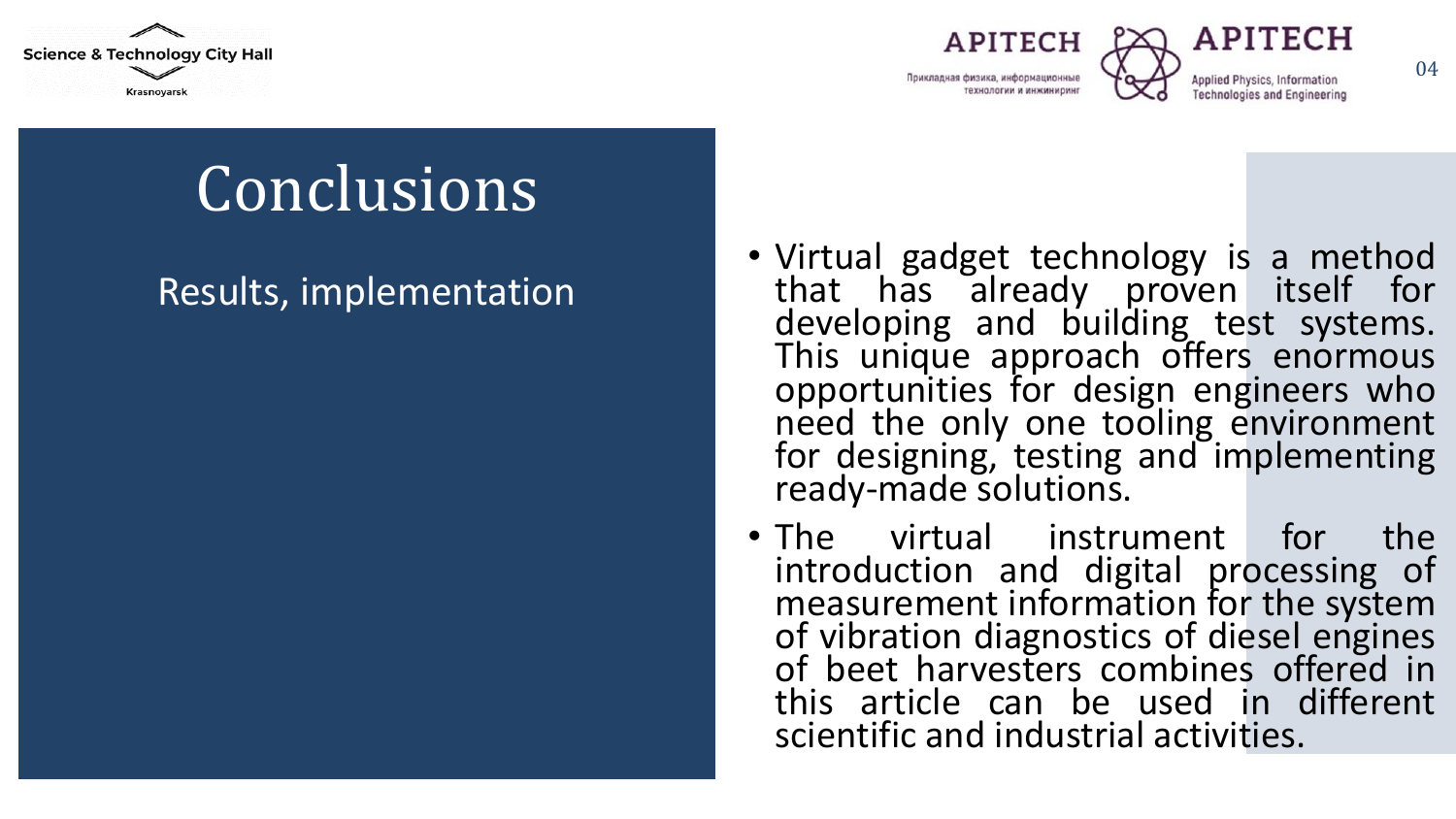# Conclusions

Results, implementation

- Virtual gadget technology is a method that has already proven itself for developing and building test systems. This unique approach offers enormous opportunities for design engineers who need the only one tooling environment for designing, testing and implementing ready-made solutions.
- The virtual instrument for the introduction and digital processing of measurement information for the system of vibration diagnostics of diesel engines of beet harvesters combines offered in this article can be used in different scientific and industrial activities.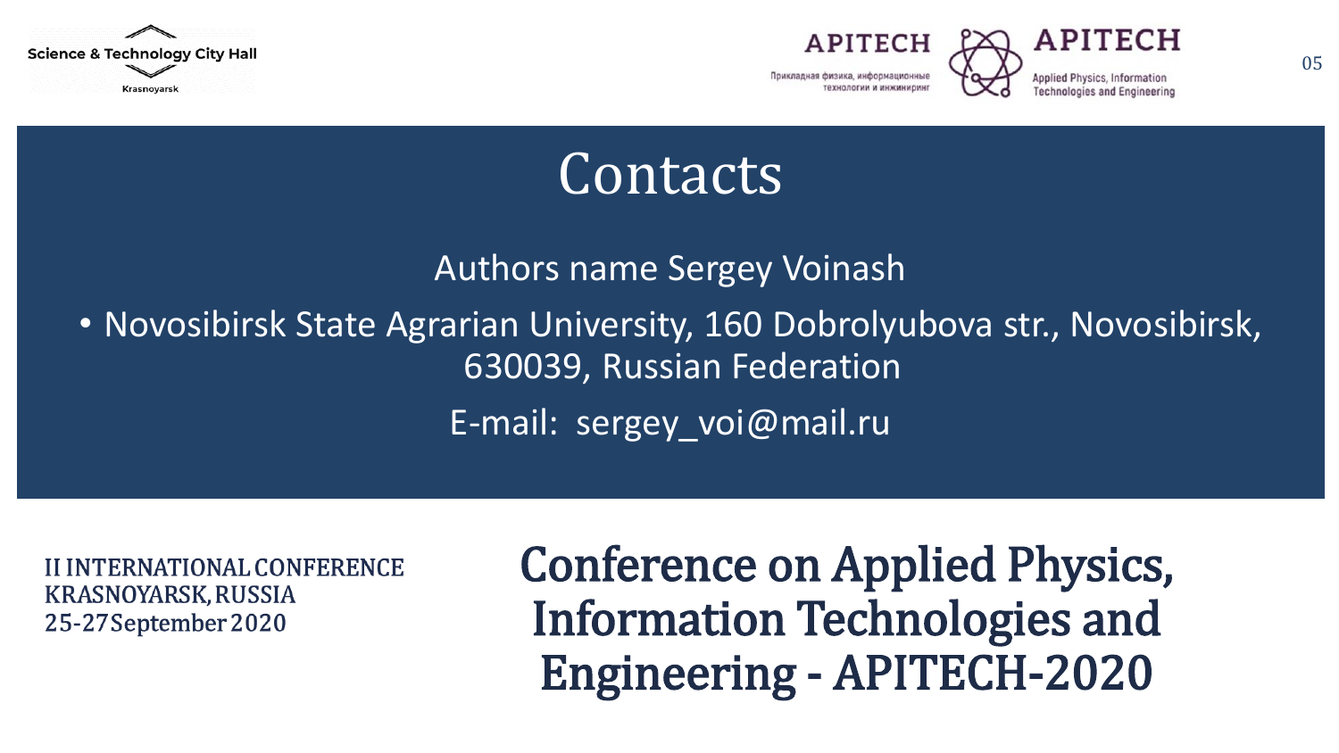# Contacts

Authors name Sergey Voinash

- Novosibirsk State Agrarian University, 160 Dobrolyubova str., Novosibirsk, 630039, Russian Federation

E-mail: sergey_voi@mail.ru

II INTERNATIONAL CONFERENCE
KRASNOYARSK, RUSSIA
25-27 September 2020

**Conference on Applied Physics, Information Technologies and Engineering - APITECH-2020**